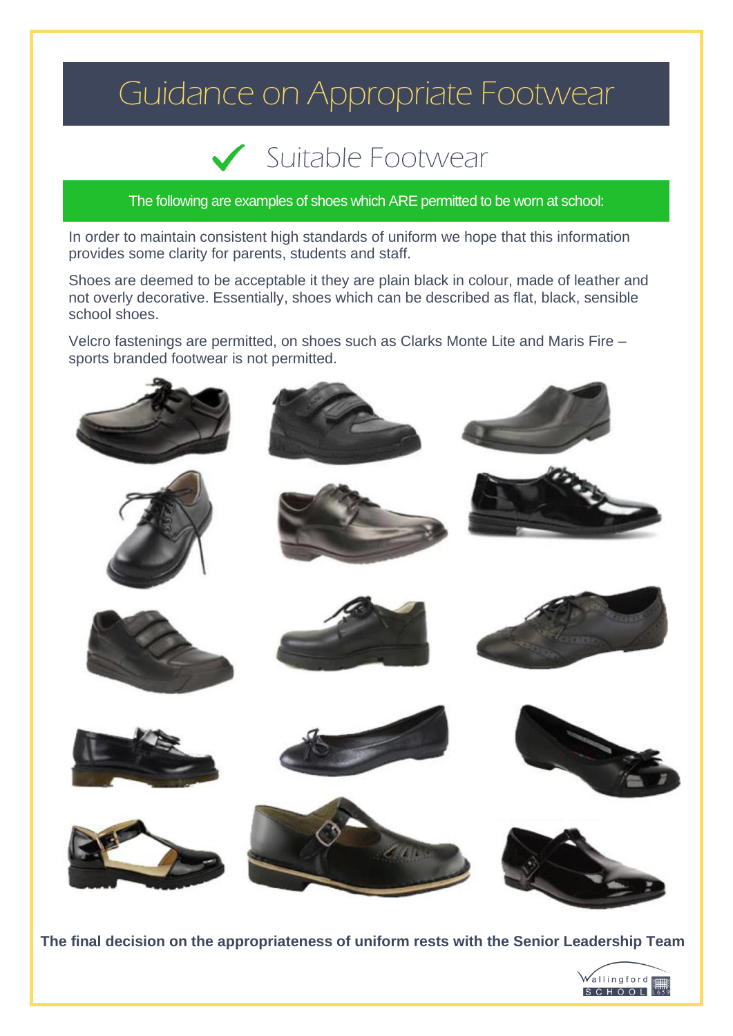# Guidance on Appropriate Footwear

## ✓ Suitable Footwear

The following are examples of shoes which ARE permitted to be worn at school:

In order to maintain consistent high standards of uniform we hope that this information provides some clarity for parents, students and staff.

Shoes are deemed to be acceptable it they are plain black in colour, made of leather and not overly decorative. Essentially, shoes which can be described as flat, black, sensible school shoes.

Velcro fastenings are permitted, on shoes such as Clarks Monte Lite and Maris Fire – sports branded footwear is not permitted.

**The final decision on the appropriateness of uniform rests with the Senior Leadership Team**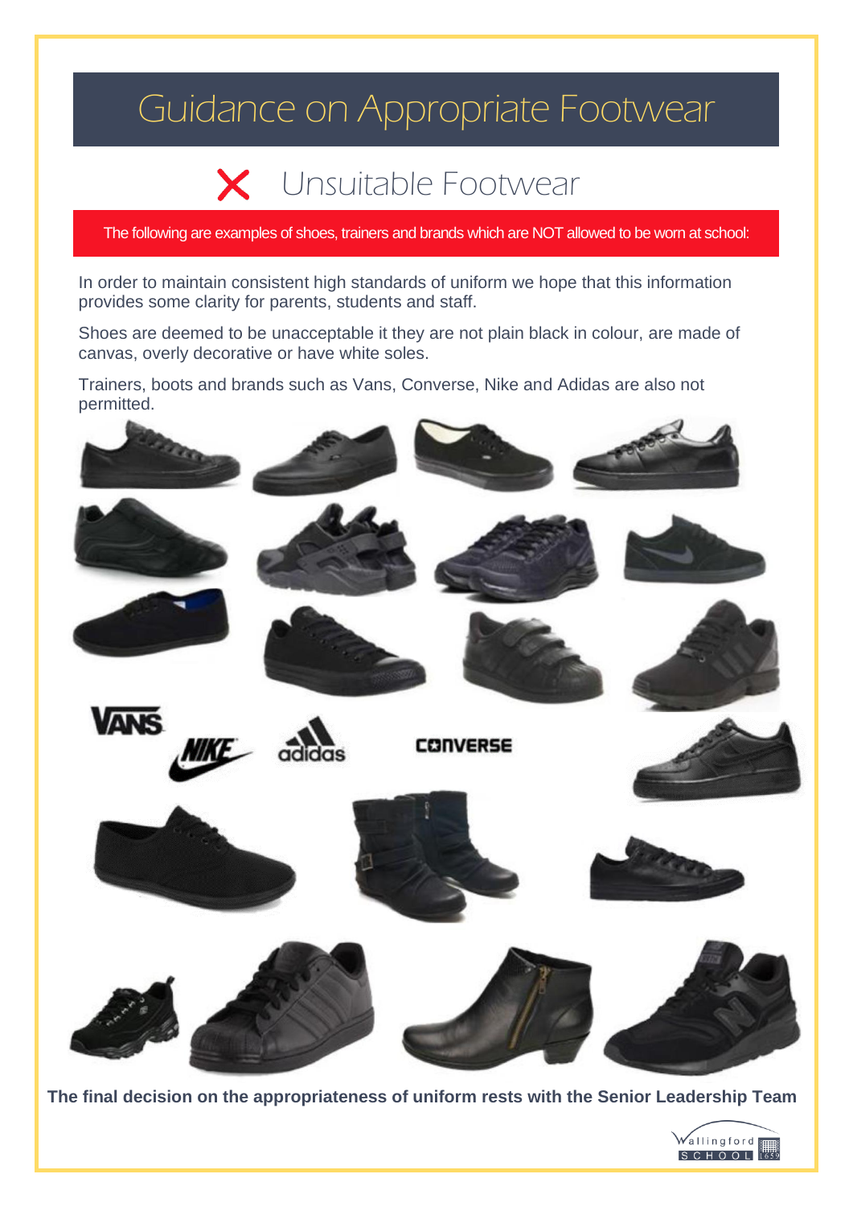# Guidance on Appropriate Footwear

## ✗ Unsuitable Footwear

The following are examples of shoes, trainers and brands which are NOT allowed to be worn at school:

In order to maintain consistent high standards of uniform we hope that this information provides some clarity for parents, students and staff.

Shoes are deemed to be unacceptable it they are not plain black in colour, are made of canvas, overly decorative or have white soles.

Trainers, boots and brands such as Vans, Converse, Nike and Adidas are also not permitted.

VANS

NIKE

adidas

CONVERSE

**The final decision on the appropriateness of uniform rests with the Senior Leadership Team**